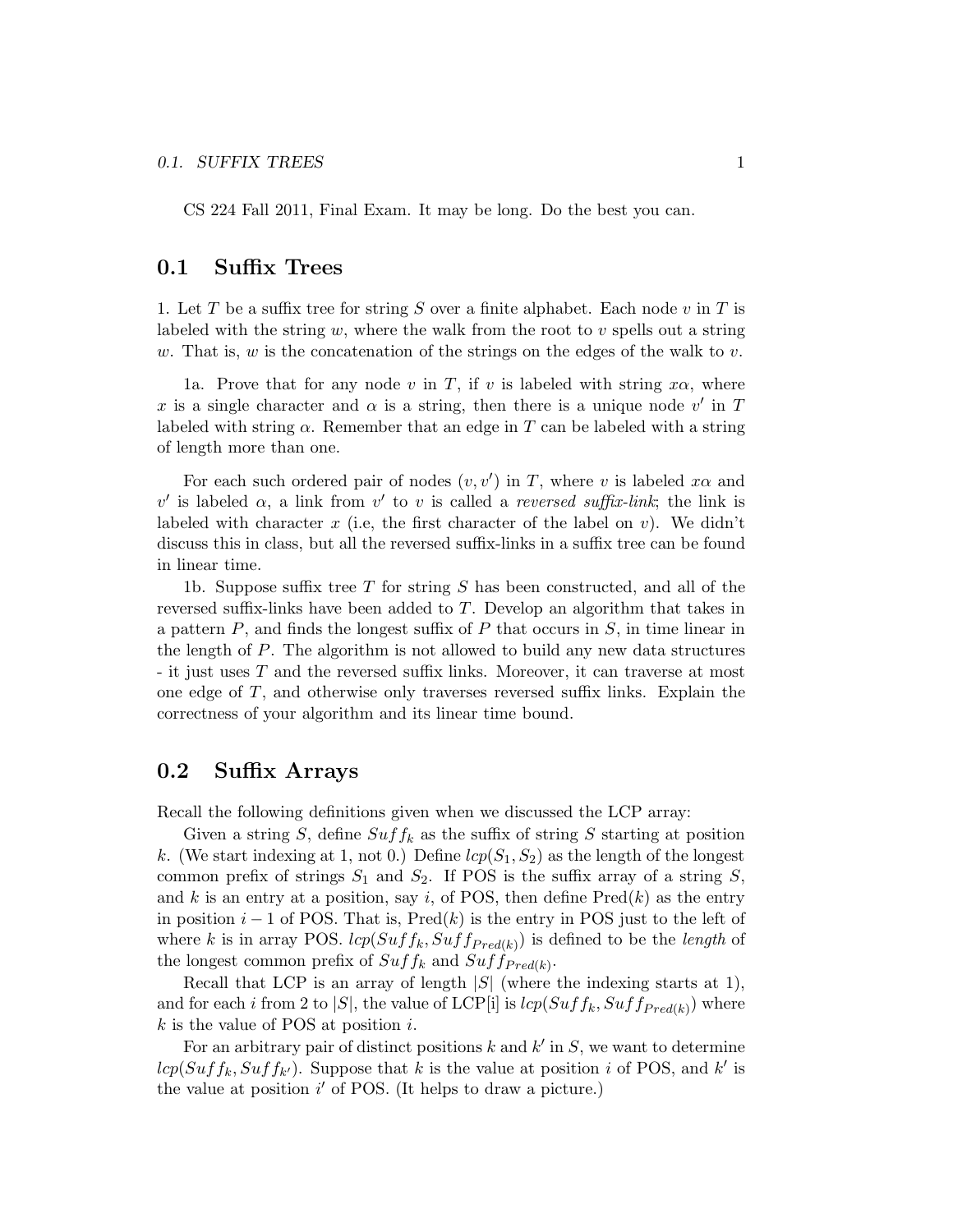CS 224 Fall 2011, Final Exam. It may be long. Do the best you can.

## 0.1 Suffix Trees

1. Let $T$ be a suffix tree for string $S$ over a finite alphabet. Each node $v$ in $T$ is labeled with the string $w$, where the walk from the root to $v$ spells out a string $w$. That is, $w$ is the concatenation of the strings on the edges of the walk to $v$.

1a. Prove that for any node $v$ in $T$, if $v$ is labeled with string $x\alpha$, where $x$ is a single character and $\alpha$ is a string, then there is a unique node $v'$ in $T$ labeled with string $\alpha$. Remember that an edge in $T$ can be labeled with a string of length more than one.

For each such ordered pair of nodes $(v, v')$ in $T$, where $v$ is labeled $x\alpha$ and $v'$ is labeled $\alpha$, a link from $v'$ to $v$ is called a *reversed suffix-link*; the link is labeled with character $x$ (i.e, the first character of the label on $v$). We didn't discuss this in class, but all the reversed suffix-links in a suffix tree can be found in linear time.

1b. Suppose suffix tree $T$ for string $S$ has been constructed, and all of the reversed suffix-links have been added to $T$. Develop an algorithm that takes in a pattern $P$, and finds the longest suffix of $P$ that occurs in $S$, in time linear in the length of $P$. The algorithm is not allowed to build any new data structures - it just uses $T$ and the reversed suffix links. Moreover, it can traverse at most one edge of $T$, and otherwise only traverses reversed suffix links. Explain the correctness of your algorithm and its linear time bound.

## 0.2 Suffix Arrays

Recall the following definitions given when we discussed the LCP array:

Given a string $S$, define $Suff_k$ as the suffix of string $S$ starting at position $k$. (We start indexing at 1, not 0.) Define $lcp(S_1, S_2)$ as the length of the longest common prefix of strings $S_1$ and $S_2$. If POS is the suffix array of a string $S$, and $k$ is an entry at a position, say $i$, of POS, then define $\text{Pred}(k)$ as the entry in position $i - 1$ of POS. That is, $\text{Pred}(k)$ is the entry in POS just to the left of where $k$ is in array POS. $lcp(Suff_k, Suff_{Pred(k)})$ is defined to be the *length* of the longest common prefix of $Suff_k$ and $Suff_{Pred(k)}$.

Recall that LCP is an array of length $|S|$ (where the indexing starts at 1), and for each $i$ from 2 to $|S|$, the value of LCP[i] is $lcp(Suff_k, Suff_{Pred(k)})$ where $k$ is the value of POS at position $i$.

For an arbitrary pair of distinct positions $k$ and $k'$ in $S$, we want to determine $lcp(Suff_k, Suff_{k'})$. Suppose that $k$ is the value at position $i$ of POS, and $k'$ is the value at position $i'$ of POS. (It helps to draw a picture.)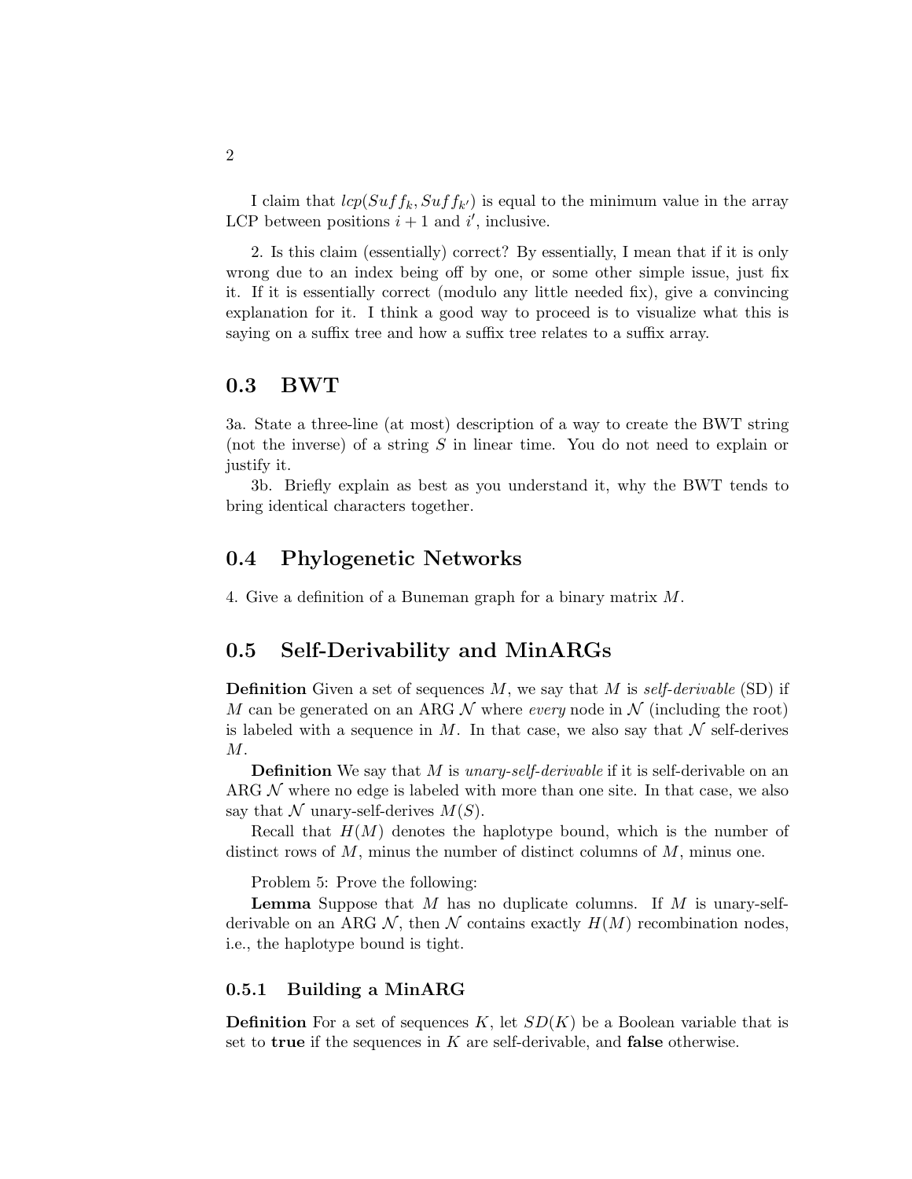I claim that $lcp(Suff_k, Suff_{k'})$ is equal to the minimum value in the array LCP between positions $i+1$ and $i'$, inclusive.

2. Is this claim (essentially) correct? By essentially, I mean that if it is only wrong due to an index being off by one, or some other simple issue, just fix it. If it is essentially correct (modulo any little needed fix), give a convincing explanation for it. I think a good way to proceed is to visualize what this is saying on a suffix tree and how a suffix tree relates to a suffix array.

## 0.3 BWT

3a. State a three-line (at most) description of a way to create the BWT string (not the inverse) of a string $S$ in linear time. You do not need to explain or justify it.

3b. Briefly explain as best as you understand it, why the BWT tends to bring identical characters together.

## 0.4 Phylogenetic Networks

4. Give a definition of a Buneman graph for a binary matrix $M$.

## 0.5 Self-Derivability and MinARGs

**Definition** Given a set of sequences $M$, we say that $M$ is *self-derivable* (SD) if $M$ can be generated on an ARG $\mathcal{N}$ where *every* node in $\mathcal{N}$ (including the root) is labeled with a sequence in $M$. In that case, we also say that $\mathcal{N}$ self-derives $M$.

**Definition** We say that $M$ is *unary-self-derivable* if it is self-derivable on an ARG $\mathcal{N}$ where no edge is labeled with more than one site. In that case, we also say that $\mathcal{N}$ unary-self-derives $M(S)$.

Recall that $H(M)$ denotes the haplotype bound, which is the number of distinct rows of $M$, minus the number of distinct columns of $M$, minus one.

Problem 5: Prove the following:

**Lemma** Suppose that $M$ has no duplicate columns. If $M$ is unary-self-derivable on an ARG $\mathcal{N}$, then $\mathcal{N}$ contains exactly $H(M)$ recombination nodes, i.e., the haplotype bound is tight.

### 0.5.1 Building a MinARG

**Definition** For a set of sequences $K$, let $SD(K)$ be a Boolean variable that is set to **true** if the sequences in $K$ are self-derivable, and **false** otherwise.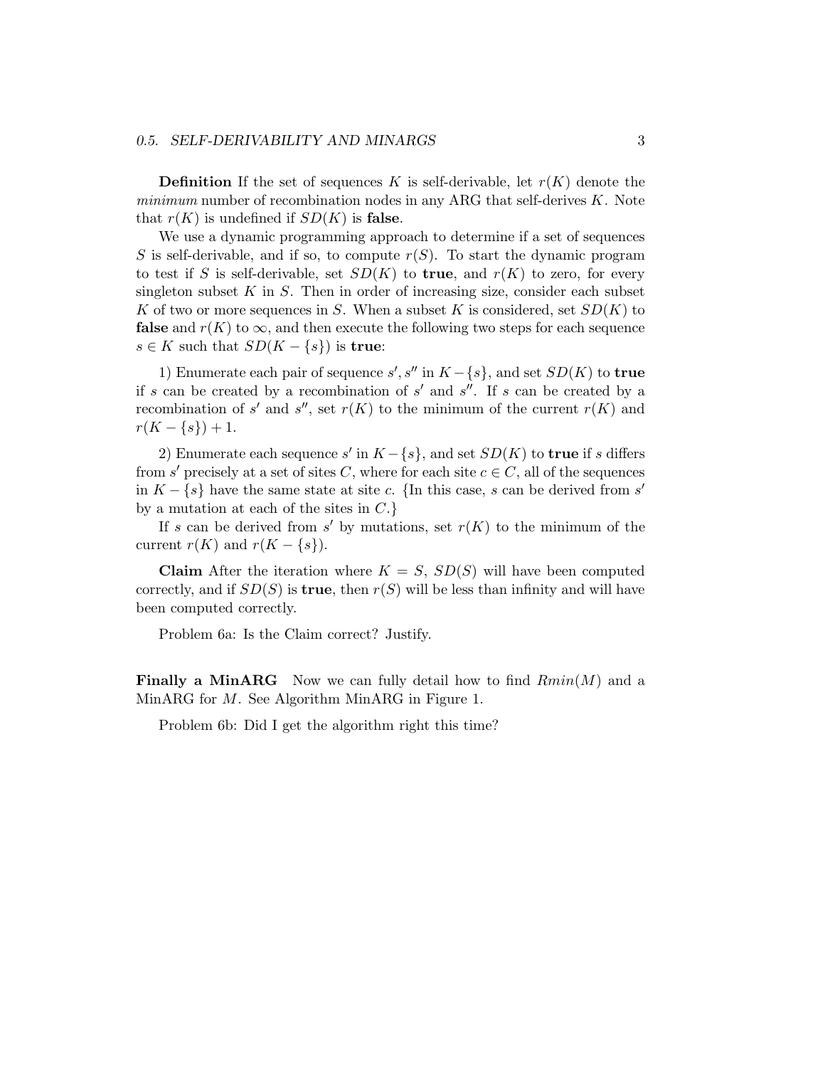**Definition** If the set of sequences $K$ is self-derivable, let $r(K)$ denote the *minimum* number of recombination nodes in any ARG that self-derives $K$. Note that $r(K)$ is undefined if $SD(K)$ is **false**.

We use a dynamic programming approach to determine if a set of sequences $S$ is self-derivable, and if so, to compute $r(S)$. To start the dynamic program to test if $S$ is self-derivable, set $SD(K)$ to **true**, and $r(K)$ to zero, for every singleton subset $K$ in $S$. Then in order of increasing size, consider each subset $K$ of two or more sequences in $S$. When a subset $K$ is considered, set $SD(K)$ to **false** and $r(K)$ to $\infty$, and then execute the following two steps for each sequence $s \in K$ such that $SD(K - \{s\})$ is **true**:

1) Enumerate each pair of sequence $s', s''$ in $K - \{s\}$, and set $SD(K)$ to **true** if $s$ can be created by a recombination of $s'$ and $s''$. If $s$ can be created by a recombination of $s'$ and $s''$, set $r(K)$ to the minimum of the current $r(K)$ and $r(K - \{s\}) + 1$.

2) Enumerate each sequence $s'$ in $K - \{s\}$, and set $SD(K)$ to **true** if $s$ differs from $s'$ precisely at a set of sites $C$, where for each site $c \in C$, all of the sequences in $K - \{s\}$ have the same state at site $c$. {In this case, $s$ can be derived from $s'$ by a mutation at each of the sites in $C$.}

If $s$ can be derived from $s'$ by mutations, set $r(K)$ to the minimum of the current $r(K)$ and $r(K - \{s\})$.

**Claim** After the iteration where $K = S$, $SD(S)$ will have been computed correctly, and if $SD(S)$ is **true**, then $r(S)$ will be less than infinity and will have been computed correctly.

Problem 6a: Is the Claim correct? Justify.

**Finally a MinARG** Now we can fully detail how to find $Rmin(M)$ and a MinARG for $M$. See Algorithm MinARG in Figure 1.

Problem 6b: Did I get the algorithm right this time?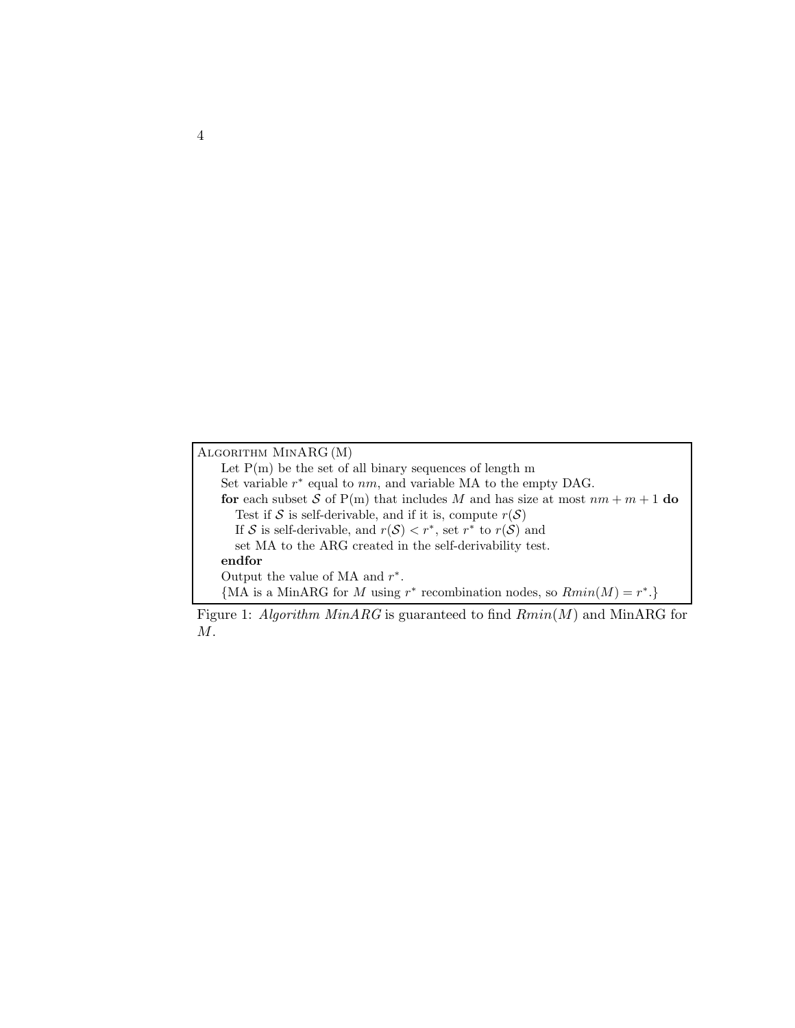```
ALGORITHM MinARG (M)
    Let P(m) be the set of all binary sequences of length m
    Set variable r* equal to nm, and variable MA to the empty DAG.
    for each subset S of P(m) that includes M and has size at most nm + m + 1 do
        Test if S is self-derivable, and if it is, compute r(S)
        If S is self-derivable, and r(S) < r*, set r* to r(S) and
        set MA to the ARG created in the self-derivability test.
    endfor
    Output the value of MA and r*.
    {MA is a MinARG for M using r* recombination nodes, so Rmin(M) = r*.}
```

Figure 1: *Algorithm MinARG* is guaranteed to find $Rmin(M)$ and MinARG for $M$.